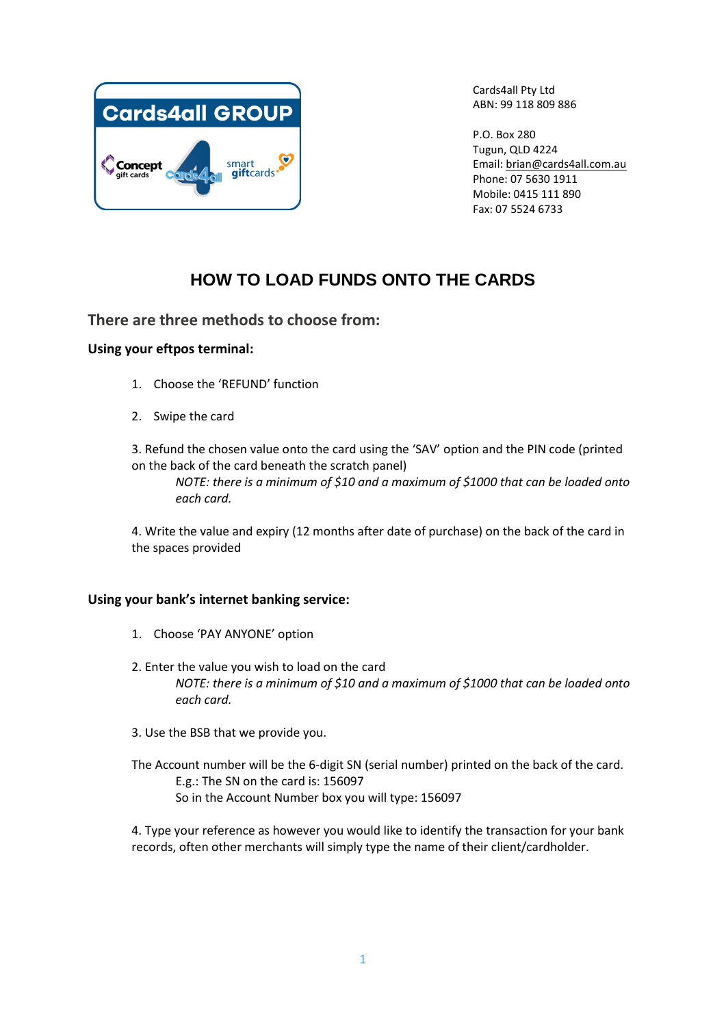Cards4all GROUP

Concept gift cards | Cards4all | smart giftcards

Cards4all Pty Ltd
ABN: 99 118 809 886

P.O. Box 280
Tugun, QLD 4224
Email: brian@cards4all.com.au
Phone: 07 5630 1911
Mobile: 0415 111 890
Fax: 07 5524 6733

# HOW TO LOAD FUNDS ONTO THE CARDS

## There are three methods to choose from:

**Using your eftpos terminal:**

1. Choose the 'REFUND' function

2. Swipe the card

3. Refund the chosen value onto the card using the 'SAV' option and the PIN code (printed on the back of the card beneath the scratch panel)

   *NOTE: there is a minimum of $10 and a maximum of $1000 that can be loaded onto each card.*

4. Write the value and expiry (12 months after date of purchase) on the back of the card in the spaces provided

**Using your bank's internet banking service:**

1. Choose 'PAY ANYONE' option

2. Enter the value you wish to load on the card

   *NOTE: there is a minimum of $10 and a maximum of $1000 that can be loaded onto each card.*

3. Use the BSB that we provide you.

The Account number will be the 6-digit SN (serial number) printed on the back of the card.
E.g.: The SN on the card is: 156097
So in the Account Number box you will type: 156097

4. Type your reference as however you would like to identify the transaction for your bank records, often other merchants will simply type the name of their client/cardholder.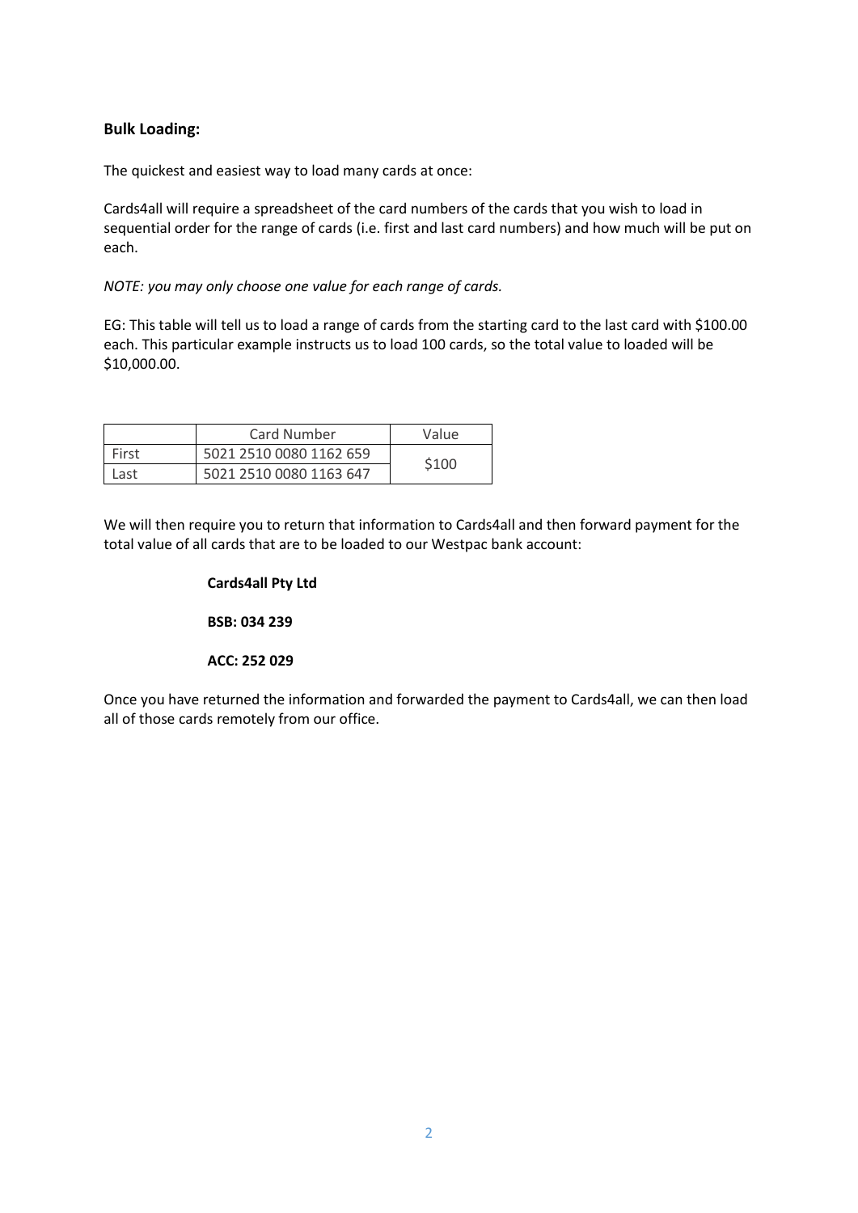**Bulk Loading:**

The quickest and easiest way to load many cards at once:

Cards4all will require a spreadsheet of the card numbers of the cards that you wish to load in sequential order for the range of cards (i.e. first and last card numbers) and how much will be put on each.

*NOTE: you may only choose one value for each range of cards.*

EG: This table will tell us to load a range of cards from the starting card to the last card with $100.00 each. This particular example instructs us to load 100 cards, so the total value to loaded will be $10,000.00.

| | Card Number | Value |
|---|---|---|
| First | 5021 2510 0080 1162 659 | $100 |
| Last | 5021 2510 0080 1163 647 | |

We will then require you to return that information to Cards4all and then forward payment for the total value of all cards that are to be loaded to our Westpac bank account:

**Cards4all Pty Ltd**

**BSB: 034 239**

**ACC: 252 029**

Once you have returned the information and forwarded the payment to Cards4all, we can then load all of those cards remotely from our office.